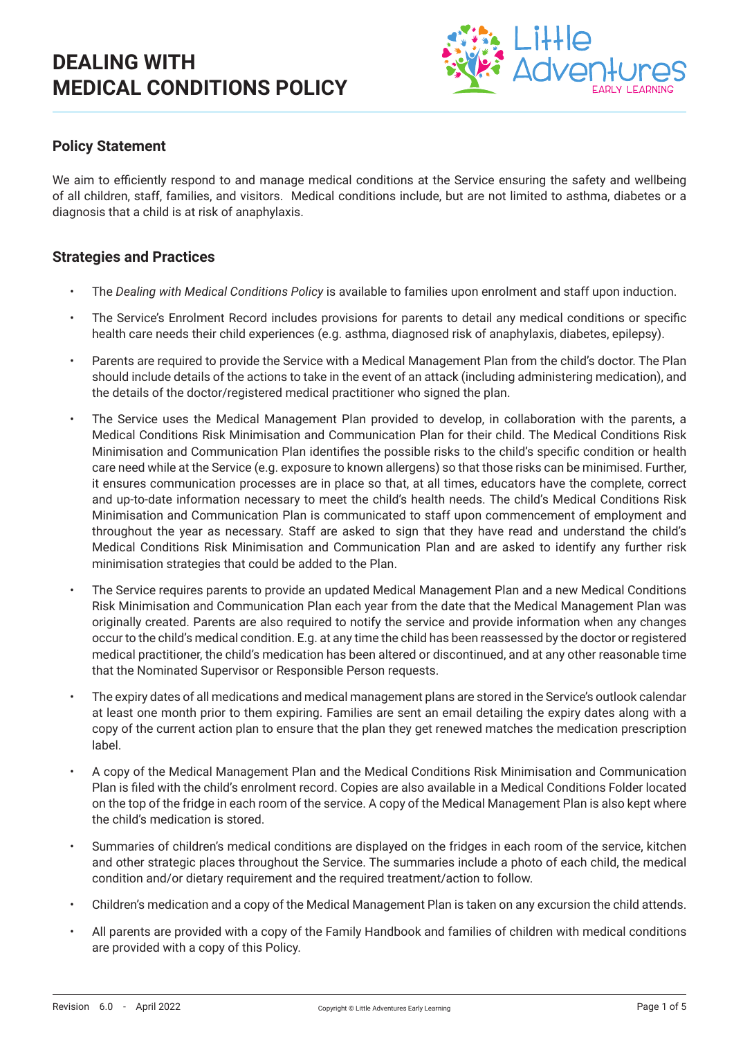# DEALING WITH MEDICAL CONDITIONS POLICY

## Policy Statement

We aim to efficiently respond to and manage medical conditions at the Service ensuring the safety and wellbeing of all children, staff, families, and visitors. Medical conditions include, but are not limited to asthma, diabetes or a diagnosis that a child is at risk of anaphylaxis.

## Strategies and Practices

- The *Dealing with Medical Conditions Policy* is available to families upon enrolment and staff upon induction.
- The Service's Enrolment Record includes provisions for parents to detail any medical conditions or specific health care needs their child experiences (e.g. asthma, diagnosed risk of anaphylaxis, diabetes, epilepsy).
- Parents are required to provide the Service with a Medical Management Plan from the child's doctor. The Plan should include details of the actions to take in the event of an attack (including administering medication), and the details of the doctor/registered medical practitioner who signed the plan.
- The Service uses the Medical Management Plan provided to develop, in collaboration with the parents, a Medical Conditions Risk Minimisation and Communication Plan for their child. The Medical Conditions Risk Minimisation and Communication Plan identifies the possible risks to the child's specific condition or health care need while at the Service (e.g. exposure to known allergens) so that those risks can be minimised. Further, it ensures communication processes are in place so that, at all times, educators have the complete, correct and up-to-date information necessary to meet the child's health needs. The child's Medical Conditions Risk Minimisation and Communication Plan is communicated to staff upon commencement of employment and throughout the year as necessary. Staff are asked to sign that they have read and understand the child's Medical Conditions Risk Minimisation and Communication Plan and are asked to identify any further risk minimisation strategies that could be added to the Plan.
- The Service requires parents to provide an updated Medical Management Plan and a new Medical Conditions Risk Minimisation and Communication Plan each year from the date that the Medical Management Plan was originally created. Parents are also required to notify the service and provide information when any changes occur to the child's medical condition. E.g. at any time the child has been reassessed by the doctor or registered medical practitioner, the child's medication has been altered or discontinued, and at any other reasonable time that the Nominated Supervisor or Responsible Person requests.
- The expiry dates of all medications and medical management plans are stored in the Service's outlook calendar at least one month prior to them expiring. Families are sent an email detailing the expiry dates along with a copy of the current action plan to ensure that the plan they get renewed matches the medication prescription label.
- A copy of the Medical Management Plan and the Medical Conditions Risk Minimisation and Communication Plan is filed with the child's enrolment record. Copies are also available in a Medical Conditions Folder located on the top of the fridge in each room of the service. A copy of the Medical Management Plan is also kept where the child's medication is stored.
- Summaries of children's medical conditions are displayed on the fridges in each room of the service, kitchen and other strategic places throughout the Service. The summaries include a photo of each child, the medical condition and/or dietary requirement and the required treatment/action to follow.
- Children's medication and a copy of the Medical Management Plan is taken on any excursion the child attends.
- All parents are provided with a copy of the Family Handbook and families of children with medical conditions are provided with a copy of this Policy.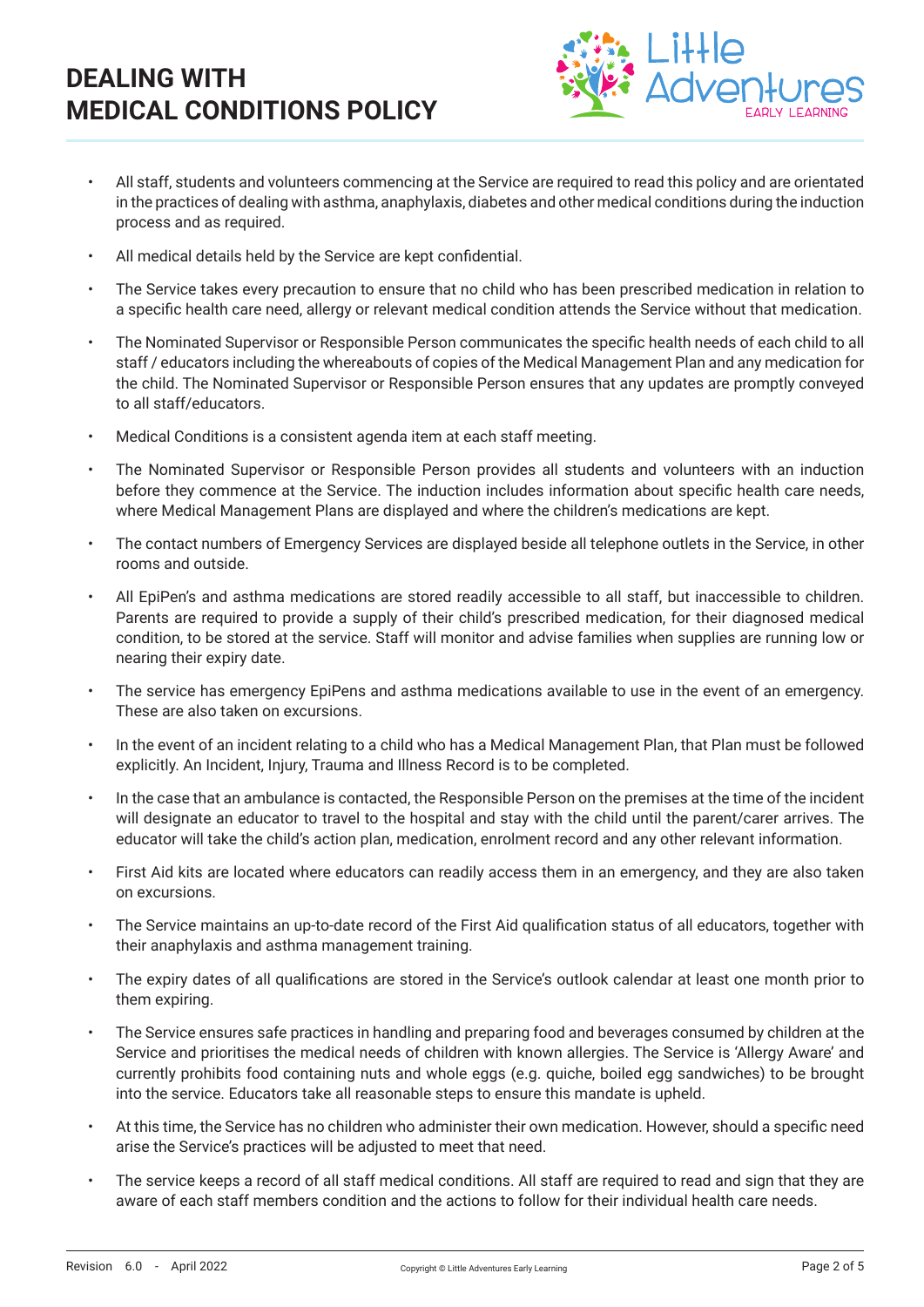- All staff, students and volunteers commencing at the Service are required to read this policy and are orientated in the practices of dealing with asthma, anaphylaxis, diabetes and other medical conditions during the induction process and as required.
- All medical details held by the Service are kept confidential.
- The Service takes every precaution to ensure that no child who has been prescribed medication in relation to a specific health care need, allergy or relevant medical condition attends the Service without that medication.
- The Nominated Supervisor or Responsible Person communicates the specific health needs of each child to all staff / educators including the whereabouts of copies of the Medical Management Plan and any medication for the child. The Nominated Supervisor or Responsible Person ensures that any updates are promptly conveyed to all staff/educators.
- Medical Conditions is a consistent agenda item at each staff meeting.
- The Nominated Supervisor or Responsible Person provides all students and volunteers with an induction before they commence at the Service. The induction includes information about specific health care needs, where Medical Management Plans are displayed and where the children's medications are kept.
- The contact numbers of Emergency Services are displayed beside all telephone outlets in the Service, in other rooms and outside.
- All EpiPen's and asthma medications are stored readily accessible to all staff, but inaccessible to children. Parents are required to provide a supply of their child's prescribed medication, for their diagnosed medical condition, to be stored at the service. Staff will monitor and advise families when supplies are running low or nearing their expiry date.
- The service has emergency EpiPens and asthma medications available to use in the event of an emergency. These are also taken on excursions.
- In the event of an incident relating to a child who has a Medical Management Plan, that Plan must be followed explicitly. An Incident, Injury, Trauma and Illness Record is to be completed.
- In the case that an ambulance is contacted, the Responsible Person on the premises at the time of the incident will designate an educator to travel to the hospital and stay with the child until the parent/carer arrives. The educator will take the child's action plan, medication, enrolment record and any other relevant information.
- First Aid kits are located where educators can readily access them in an emergency, and they are also taken on excursions.
- The Service maintains an up-to-date record of the First Aid qualification status of all educators, together with their anaphylaxis and asthma management training.
- The expiry dates of all qualifications are stored in the Service's outlook calendar at least one month prior to them expiring.
- The Service ensures safe practices in handling and preparing food and beverages consumed by children at the Service and prioritises the medical needs of children with known allergies. The Service is 'Allergy Aware' and currently prohibits food containing nuts and whole eggs (e.g. quiche, boiled egg sandwiches) to be brought into the service. Educators take all reasonable steps to ensure this mandate is upheld.
- At this time, the Service has no children who administer their own medication. However, should a specific need arise the Service's practices will be adjusted to meet that need.
- The service keeps a record of all staff medical conditions. All staff are required to read and sign that they are aware of each staff members condition and the actions to follow for their individual health care needs.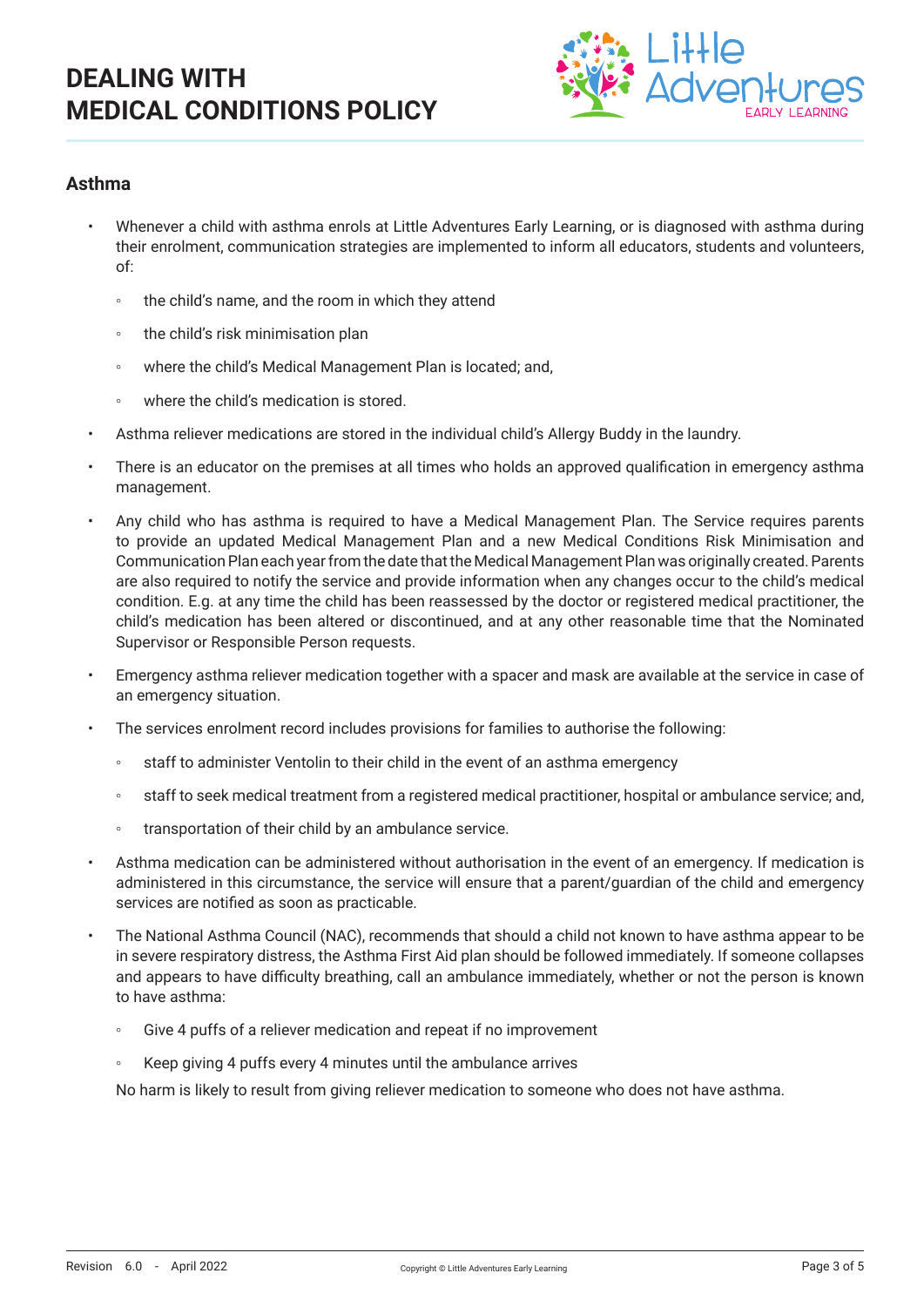## Asthma

- Whenever a child with asthma enrols at Little Adventures Early Learning, or is diagnosed with asthma during their enrolment, communication strategies are implemented to inform all educators, students and volunteers, of:
    - the child's name, and the room in which they attend
    - the child's risk minimisation plan
    - where the child's Medical Management Plan is located; and,
    - where the child's medication is stored.
- Asthma reliever medications are stored in the individual child's Allergy Buddy in the laundry.
- There is an educator on the premises at all times who holds an approved qualification in emergency asthma management.
- Any child who has asthma is required to have a Medical Management Plan. The Service requires parents to provide an updated Medical Management Plan and a new Medical Conditions Risk Minimisation and Communication Plan each year from the date that the Medical Management Plan was originally created. Parents are also required to notify the service and provide information when any changes occur to the child's medical condition. E.g. at any time the child has been reassessed by the doctor or registered medical practitioner, the child's medication has been altered or discontinued, and at any other reasonable time that the Nominated Supervisor or Responsible Person requests.
- Emergency asthma reliever medication together with a spacer and mask are available at the service in case of an emergency situation.
- The services enrolment record includes provisions for families to authorise the following:
    - staff to administer Ventolin to their child in the event of an asthma emergency
    - staff to seek medical treatment from a registered medical practitioner, hospital or ambulance service; and,
    - transportation of their child by an ambulance service.
- Asthma medication can be administered without authorisation in the event of an emergency. If medication is administered in this circumstance, the service will ensure that a parent/guardian of the child and emergency services are notified as soon as practicable.
- The National Asthma Council (NAC), recommends that should a child not known to have asthma appear to be in severe respiratory distress, the Asthma First Aid plan should be followed immediately. If someone collapses and appears to have difficulty breathing, call an ambulance immediately, whether or not the person is known to have asthma:
    - Give 4 puffs of a reliever medication and repeat if no improvement
    - Keep giving 4 puffs every 4 minutes until the ambulance arrives

  No harm is likely to result from giving reliever medication to someone who does not have asthma.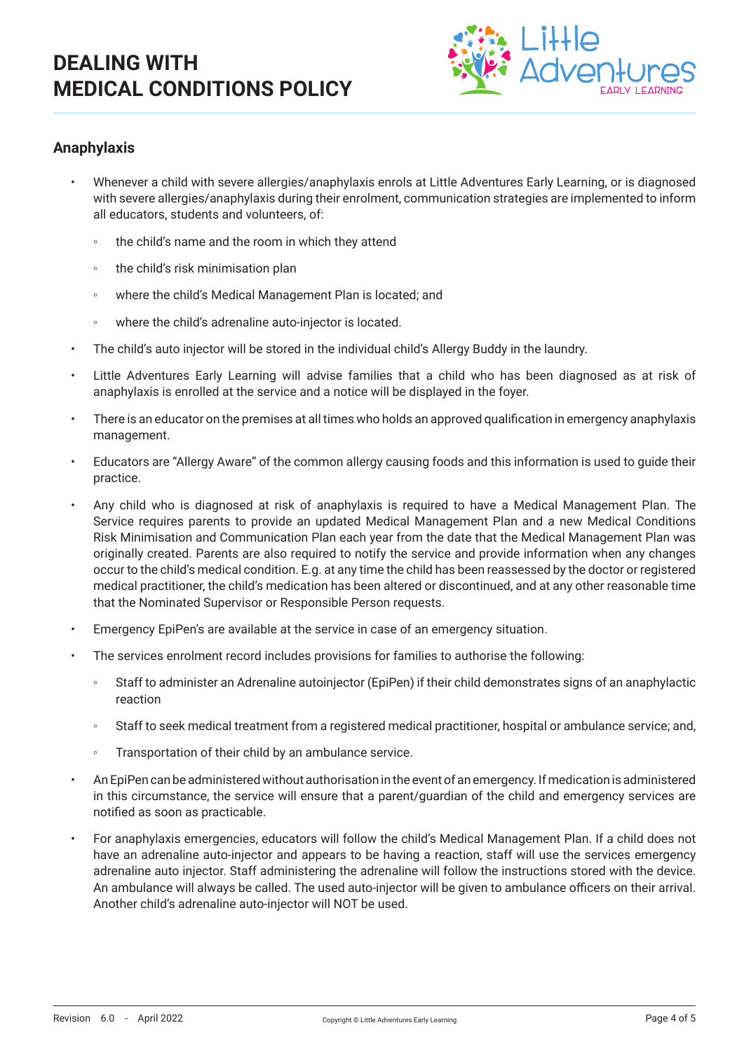## Anaphylaxis

- Whenever a child with severe allergies/anaphylaxis enrols at Little Adventures Early Learning, or is diagnosed with severe allergies/anaphylaxis during their enrolment, communication strategies are implemented to inform all educators, students and volunteers, of:
  - the child's name and the room in which they attend
  - the child's risk minimisation plan
  - where the child's Medical Management Plan is located; and
  - where the child's adrenaline auto-injector is located.
- The child's auto injector will be stored in the individual child's Allergy Buddy in the laundry.
- Little Adventures Early Learning will advise families that a child who has been diagnosed as at risk of anaphylaxis is enrolled at the service and a notice will be displayed in the foyer.
- There is an educator on the premises at all times who holds an approved qualification in emergency anaphylaxis management.
- Educators are "Allergy Aware" of the common allergy causing foods and this information is used to guide their practice.
- Any child who is diagnosed at risk of anaphylaxis is required to have a Medical Management Plan. The Service requires parents to provide an updated Medical Management Plan and a new Medical Conditions Risk Minimisation and Communication Plan each year from the date that the Medical Management Plan was originally created. Parents are also required to notify the service and provide information when any changes occur to the child's medical condition. E.g. at any time the child has been reassessed by the doctor or registered medical practitioner, the child's medication has been altered or discontinued, and at any other reasonable time that the Nominated Supervisor or Responsible Person requests.
- Emergency EpiPen's are available at the service in case of an emergency situation.
- The services enrolment record includes provisions for families to authorise the following:
  - Staff to administer an Adrenaline autoinjector (EpiPen) if their child demonstrates signs of an anaphylactic reaction
  - Staff to seek medical treatment from a registered medical practitioner, hospital or ambulance service; and,
  - Transportation of their child by an ambulance service.
- An EpiPen can be administered without authorisation in the event of an emergency. If medication is administered in this circumstance, the service will ensure that a parent/guardian of the child and emergency services are notified as soon as practicable.
- For anaphylaxis emergencies, educators will follow the child's Medical Management Plan. If a child does not have an adrenaline auto-injector and appears to be having a reaction, staff will use the services emergency adrenaline auto injector. Staff administering the adrenaline will follow the instructions stored with the device. An ambulance will always be called. The used auto-injector will be given to ambulance officers on their arrival. Another child's adrenaline auto-injector will NOT be used.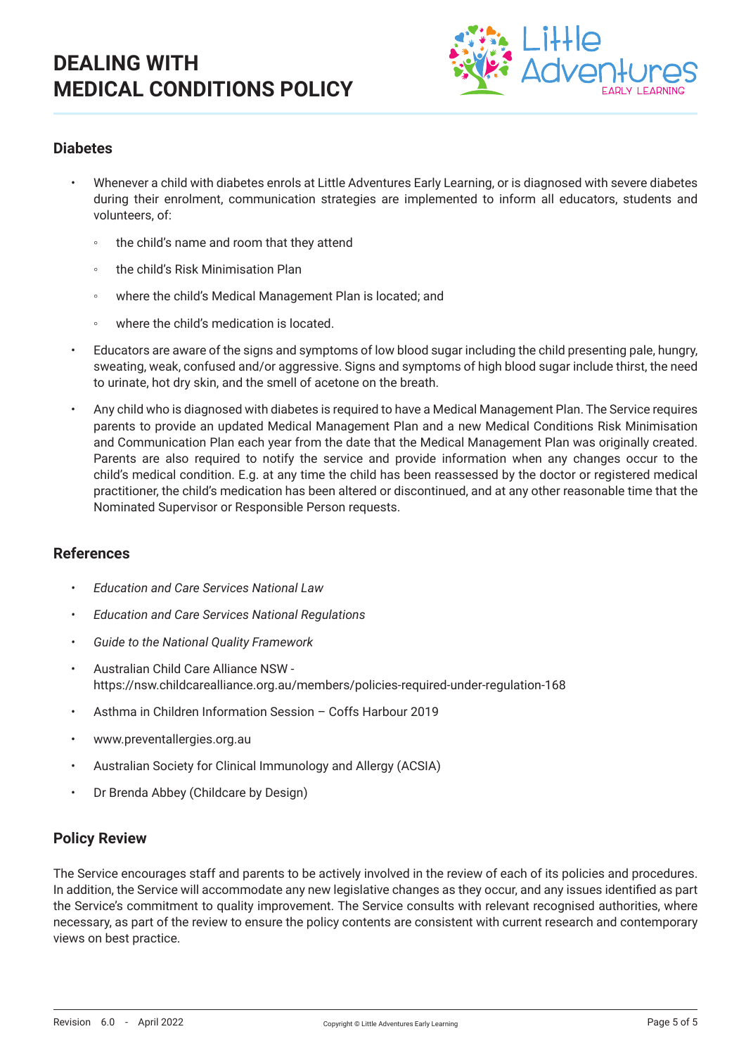## Diabetes

- Whenever a child with diabetes enrols at Little Adventures Early Learning, or is diagnosed with severe diabetes during their enrolment, communication strategies are implemented to inform all educators, students and volunteers, of:
    - the child's name and room that they attend
    - the child's Risk Minimisation Plan
    - where the child's Medical Management Plan is located; and
    - where the child's medication is located.
- Educators are aware of the signs and symptoms of low blood sugar including the child presenting pale, hungry, sweating, weak, confused and/or aggressive. Signs and symptoms of high blood sugar include thirst, the need to urinate, hot dry skin, and the smell of acetone on the breath.
- Any child who is diagnosed with diabetes is required to have a Medical Management Plan. The Service requires parents to provide an updated Medical Management Plan and a new Medical Conditions Risk Minimisation and Communication Plan each year from the date that the Medical Management Plan was originally created. Parents are also required to notify the service and provide information when any changes occur to the child's medical condition. E.g. at any time the child has been reassessed by the doctor or registered medical practitioner, the child's medication has been altered or discontinued, and at any other reasonable time that the Nominated Supervisor or Responsible Person requests.

## References

- *Education and Care Services National Law*
- *Education and Care Services National Regulations*
- *Guide to the National Quality Framework*
- Australian Child Care Alliance NSW - https://nsw.childcarealliance.org.au/members/policies-required-under-regulation-168
- Asthma in Children Information Session – Coffs Harbour 2019
- www.preventallergies.org.au
- Australian Society for Clinical Immunology and Allergy (ACSIA)
- Dr Brenda Abbey (Childcare by Design)

## Policy Review

The Service encourages staff and parents to be actively involved in the review of each of its policies and procedures. In addition, the Service will accommodate any new legislative changes as they occur, and any issues identified as part the Service's commitment to quality improvement. The Service consults with relevant recognised authorities, where necessary, as part of the review to ensure the policy contents are consistent with current research and contemporary views on best practice.